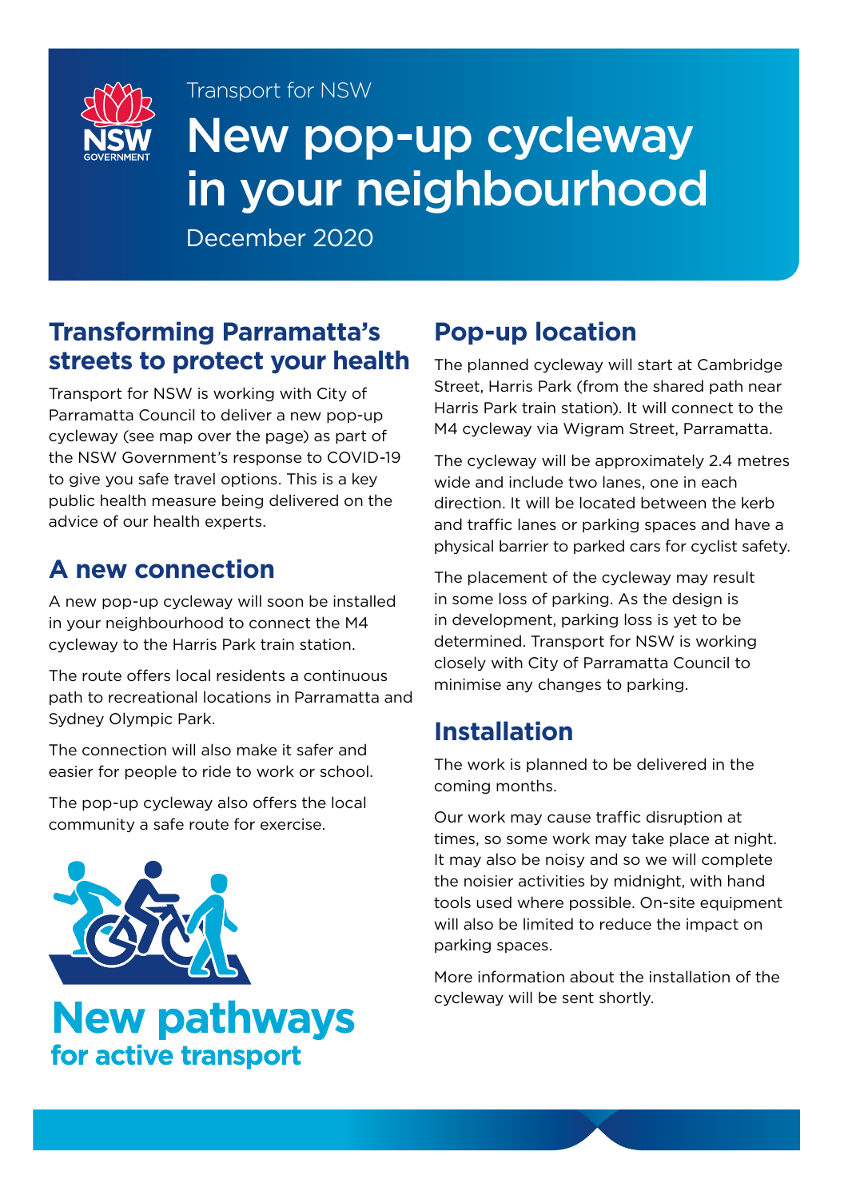Transport for NSW

# New pop-up cycleway in your neighbourhood

December 2020

## Transforming Parramatta's streets to protect your health

Transport for NSW is working with City of Parramatta Council to deliver a new pop-up cycleway (see map over the page) as part of the NSW Government's response to COVID-19 to give you safe travel options. This is a key public health measure being delivered on the advice of our health experts.

## A new connection

A new pop-up cycleway will soon be installed in your neighbourhood to connect the M4 cycleway to the Harris Park train station.

The route offers local residents a continuous path to recreational locations in Parramatta and Sydney Olympic Park.

The connection will also make it safer and easier for people to ride to work or school.

The pop-up cycleway also offers the local community a safe route for exercise.

**New pathways for active transport**

## Pop-up location

The planned cycleway will start at Cambridge Street, Harris Park (from the shared path near Harris Park train station). It will connect to the M4 cycleway via Wigram Street, Parramatta.

The cycleway will be approximately 2.4 metres wide and include two lanes, one in each direction. It will be located between the kerb and traffic lanes or parking spaces and have a physical barrier to parked cars for cyclist safety.

The placement of the cycleway may result in some loss of parking. As the design is in development, parking loss is yet to be determined. Transport for NSW is working closely with City of Parramatta Council to minimise any changes to parking.

## Installation

The work is planned to be delivered in the coming months.

Our work may cause traffic disruption at times, so some work may take place at night. It may also be noisy and so we will complete the noisier activities by midnight, with hand tools used where possible. On-site equipment will also be limited to reduce the impact on parking spaces.

More information about the installation of the cycleway will be sent shortly.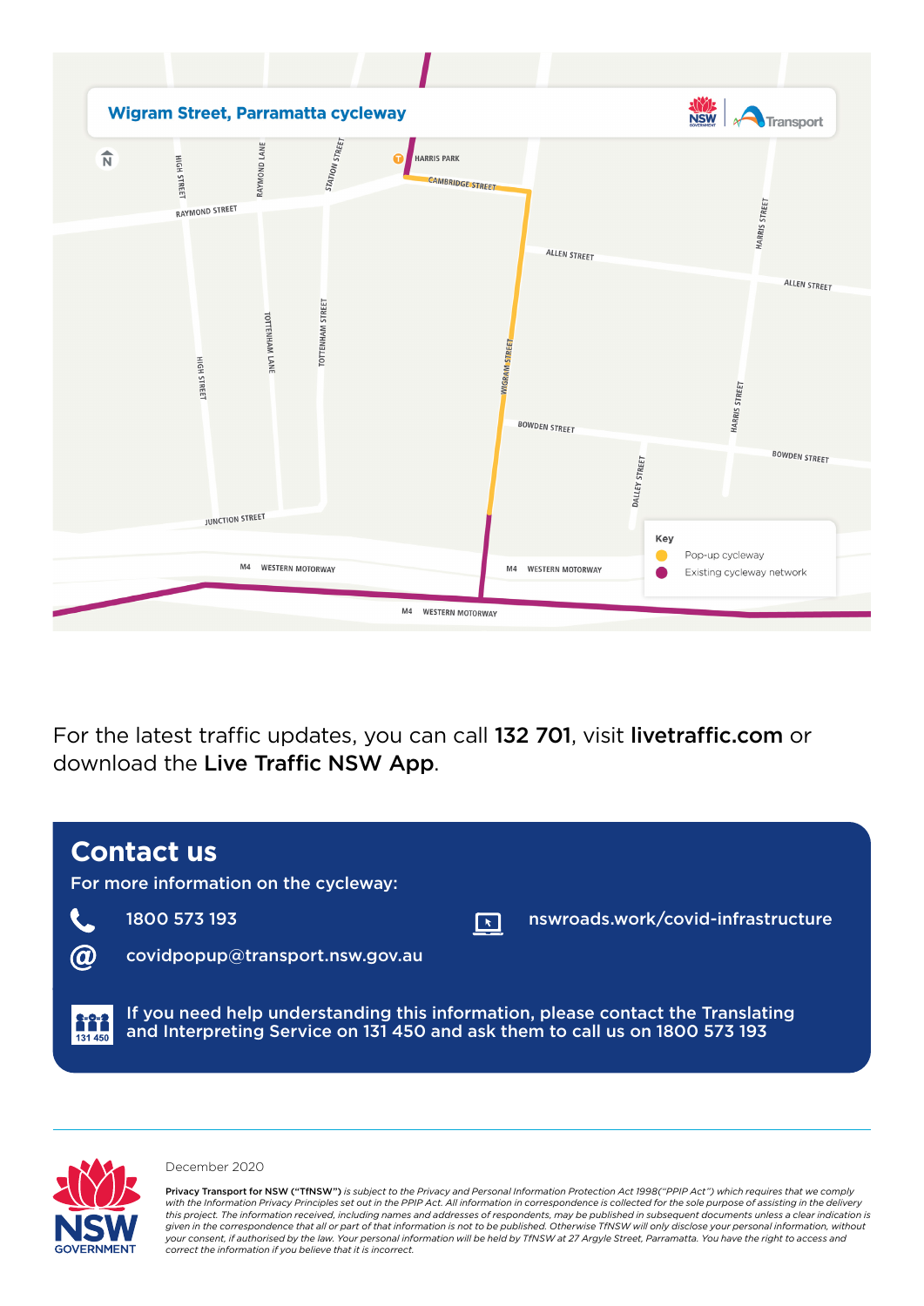**Wigram Street, Parramatta cycleway**

HIGH STREET
RAYMOND LANE
STATION STREET
HARRIS PARK
CAMBRIDGE STREET
RAYMOND STREET
ALLEN STREET
ALLEN STREET
HARRIS STREET
TOTTENHAM LANE
TOTTENHAM STREET
HIGH STREET
WIGRAM STREET
BOWDEN STREET
BOWDEN STREET
HARRIS STREET
DALLEY STREET
JUNCTION STREET
M4 WESTERN MOTORWAY
M4 WESTERN MOTORWAY
M4 WESTERN MOTORWAY

Key
Pop-up cycleway
Existing cycleway network

For the latest traffic updates, you can call **132 701**, visit **livetraffic.com** or download the **Live Traffic NSW App**.

## Contact us

For more information on the cycleway:

1800 573 193

nswroads.work/covid-infrastructure

covidpopup@transport.nsw.gov.au

131 450

If you need help understanding this information, please contact the Translating and Interpreting Service on 131 450 and ask them to call us on 1800 573 193

December 2020

**Privacy Transport for NSW ("TfNSW")** *is subject to the Privacy and Personal Information Protection Act 1998("PPIP Act") which requires that we comply with the Information Privacy Principles set out in the PPIP Act. All information in correspondence is collected for the sole purpose of assisting in the delivery this project. The information received, including names and addresses of respondents, may be published in subsequent documents unless a clear indication is given in the correspondence that all or part of that information is not to be published. Otherwise TfNSW will only disclose your personal information, without your consent, if authorised by the law. Your personal information will be held by TfNSW at 27 Argyle Street, Parramatta. You have the right to access and correct the information if you believe that it is incorrect.*